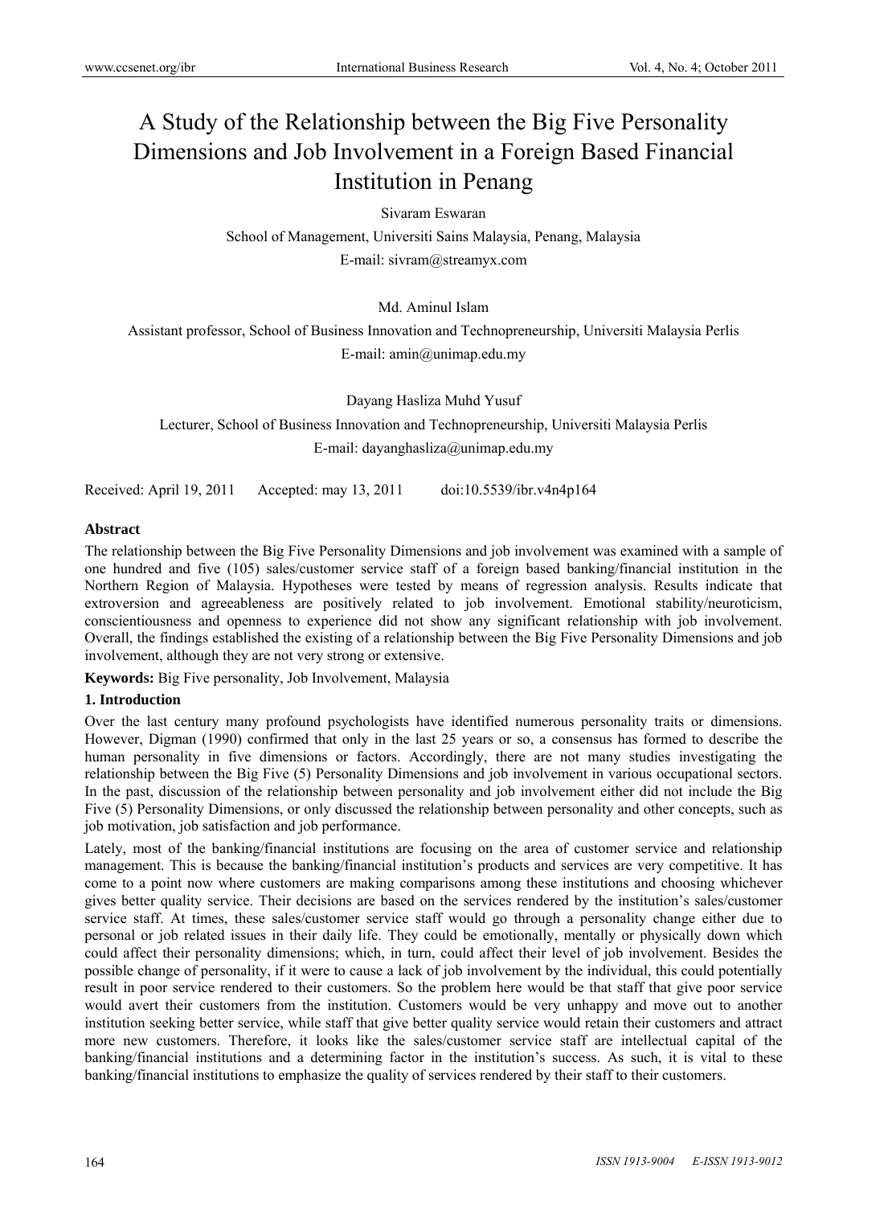# A Study of the Relationship between the Big Five Personality Dimensions and Job Involvement in a Foreign Based Financial Institution in Penang

Sivaram Eswaran

School of Management, Universiti Sains Malaysia, Penang, Malaysia

E-mail: sivram@streamyx.com

Md. Aminul Islam

Assistant professor, School of Business Innovation and Technopreneurship, Universiti Malaysia Perlis

E-mail: amin@unimap.edu.my

Dayang Hasliza Muhd Yusuf

Lecturer, School of Business Innovation and Technopreneurship, Universiti Malaysia Perlis

E-mail: dayanghasliza@unimap.edu.my

Received: April 19, 2011 Accepted: may 13, 2011 doi:10.5539/ibr.v4n4p164

**Abstract**

The relationship between the Big Five Personality Dimensions and job involvement was examined with a sample of one hundred and five (105) sales/customer service staff of a foreign based banking/financial institution in the Northern Region of Malaysia. Hypotheses were tested by means of regression analysis. Results indicate that extroversion and agreeableness are positively related to job involvement. Emotional stability/neuroticism, conscientiousness and openness to experience did not show any significant relationship with job involvement. Overall, the findings established the existing of a relationship between the Big Five Personality Dimensions and job involvement, although they are not very strong or extensive.

**Keywords:** Big Five personality, Job Involvement, Malaysia

## 1. Introduction

Over the last century many profound psychologists have identified numerous personality traits or dimensions. However, Digman (1990) confirmed that only in the last 25 years or so, a consensus has formed to describe the human personality in five dimensions or factors. Accordingly, there are not many studies investigating the relationship between the Big Five (5) Personality Dimensions and job involvement in various occupational sectors. In the past, discussion of the relationship between personality and job involvement either did not include the Big Five (5) Personality Dimensions, or only discussed the relationship between personality and other concepts, such as job motivation, job satisfaction and job performance.

Lately, most of the banking/financial institutions are focusing on the area of customer service and relationship management. This is because the banking/financial institution's products and services are very competitive. It has come to a point now where customers are making comparisons among these institutions and choosing whichever gives better quality service. Their decisions are based on the services rendered by the institution's sales/customer service staff. At times, these sales/customer service staff would go through a personality change either due to personal or job related issues in their daily life. They could be emotionally, mentally or physically down which could affect their personality dimensions; which, in turn, could affect their level of job involvement. Besides the possible change of personality, if it were to cause a lack of job involvement by the individual, this could potentially result in poor service rendered to their customers. So the problem here would be that staff that give poor service would avert their customers from the institution. Customers would be very unhappy and move out to another institution seeking better service, while staff that give better quality service would retain their customers and attract more new customers. Therefore, it looks like the sales/customer service staff are intellectual capital of the banking/financial institutions and a determining factor in the institution's success. As such, it is vital to these banking/financial institutions to emphasize the quality of services rendered by their staff to their customers.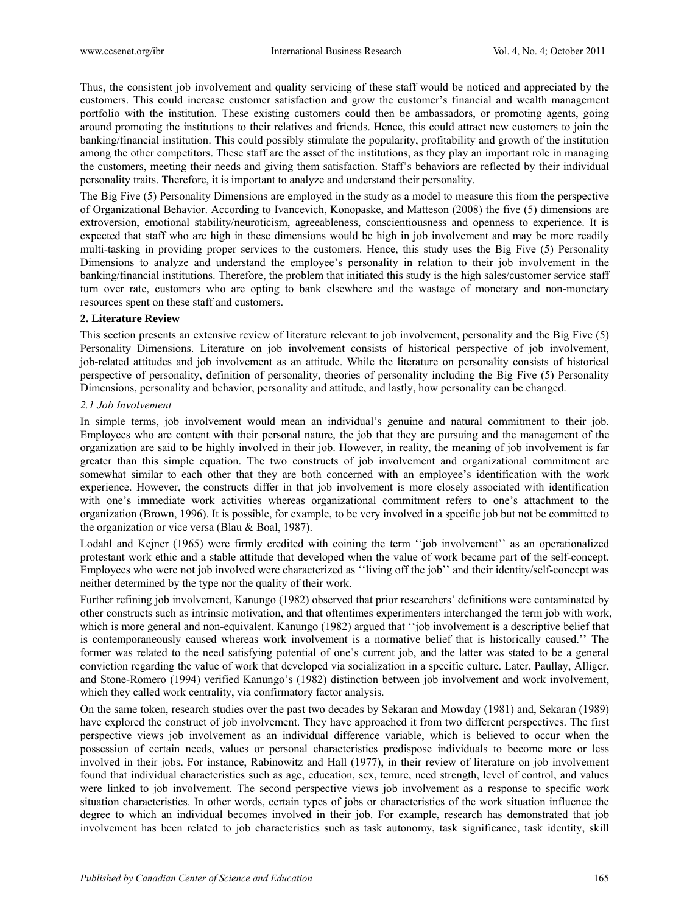Thus, the consistent job involvement and quality servicing of these staff would be noticed and appreciated by the customers. This could increase customer satisfaction and grow the customer's financial and wealth management portfolio with the institution. These existing customers could then be ambassadors, or promoting agents, going around promoting the institutions to their relatives and friends. Hence, this could attract new customers to join the banking/financial institution. This could possibly stimulate the popularity, profitability and growth of the institution among the other competitors. These staff are the asset of the institutions, as they play an important role in managing the customers, meeting their needs and giving them satisfaction. Staff's behaviors are reflected by their individual personality traits. Therefore, it is important to analyze and understand their personality.

The Big Five (5) Personality Dimensions are employed in the study as a model to measure this from the perspective of Organizational Behavior. According to Ivancevich, Konopaske, and Matteson (2008) the five (5) dimensions are extroversion, emotional stability/neuroticism, agreeableness, conscientiousness and openness to experience. It is expected that staff who are high in these dimensions would be high in job involvement and may be more readily multi-tasking in providing proper services to the customers. Hence, this study uses the Big Five (5) Personality Dimensions to analyze and understand the employee's personality in relation to their job involvement in the banking/financial institutions. Therefore, the problem that initiated this study is the high sales/customer service staff turn over rate, customers who are opting to bank elsewhere and the wastage of monetary and non-monetary resources spent on these staff and customers.

## 2. Literature Review

This section presents an extensive review of literature relevant to job involvement, personality and the Big Five (5) Personality Dimensions. Literature on job involvement consists of historical perspective of job involvement, job-related attitudes and job involvement as an attitude. While the literature on personality consists of historical perspective of personality, definition of personality, theories of personality including the Big Five (5) Personality Dimensions, personality and behavior, personality and attitude, and lastly, how personality can be changed.

### *2.1 Job Involvement*

In simple terms, job involvement would mean an individual's genuine and natural commitment to their job. Employees who are content with their personal nature, the job that they are pursuing and the management of the organization are said to be highly involved in their job. However, in reality, the meaning of job involvement is far greater than this simple equation. The two constructs of job involvement and organizational commitment are somewhat similar to each other that they are both concerned with an employee's identification with the work experience. However, the constructs differ in that job involvement is more closely associated with identification with one's immediate work activities whereas organizational commitment refers to one's attachment to the organization (Brown, 1996). It is possible, for example, to be very involved in a specific job but not be committed to the organization or vice versa (Blau & Boal, 1987).

Lodahl and Kejner (1965) were firmly credited with coining the term ''job involvement'' as an operationalized protestant work ethic and a stable attitude that developed when the value of work became part of the self-concept. Employees who were not job involved were characterized as ''living off the job'' and their identity/self-concept was neither determined by the type nor the quality of their work.

Further refining job involvement, Kanungo (1982) observed that prior researchers' definitions were contaminated by other constructs such as intrinsic motivation, and that oftentimes experimenters interchanged the term job with work, which is more general and non-equivalent. Kanungo (1982) argued that ''job involvement is a descriptive belief that is contemporaneously caused whereas work involvement is a normative belief that is historically caused.'' The former was related to the need satisfying potential of one's current job, and the latter was stated to be a general conviction regarding the value of work that developed via socialization in a specific culture. Later, Paullay, Alliger, and Stone-Romero (1994) verified Kanungo's (1982) distinction between job involvement and work involvement, which they called work centrality, via confirmatory factor analysis.

On the same token, research studies over the past two decades by Sekaran and Mowday (1981) and, Sekaran (1989) have explored the construct of job involvement. They have approached it from two different perspectives. The first perspective views job involvement as an individual difference variable, which is believed to occur when the possession of certain needs, values or personal characteristics predispose individuals to become more or less involved in their jobs. For instance, Rabinowitz and Hall (1977), in their review of literature on job involvement found that individual characteristics such as age, education, sex, tenure, need strength, level of control, and values were linked to job involvement. The second perspective views job involvement as a response to specific work situation characteristics. In other words, certain types of jobs or characteristics of the work situation influence the degree to which an individual becomes involved in their job. For example, research has demonstrated that job involvement has been related to job characteristics such as task autonomy, task significance, task identity, skill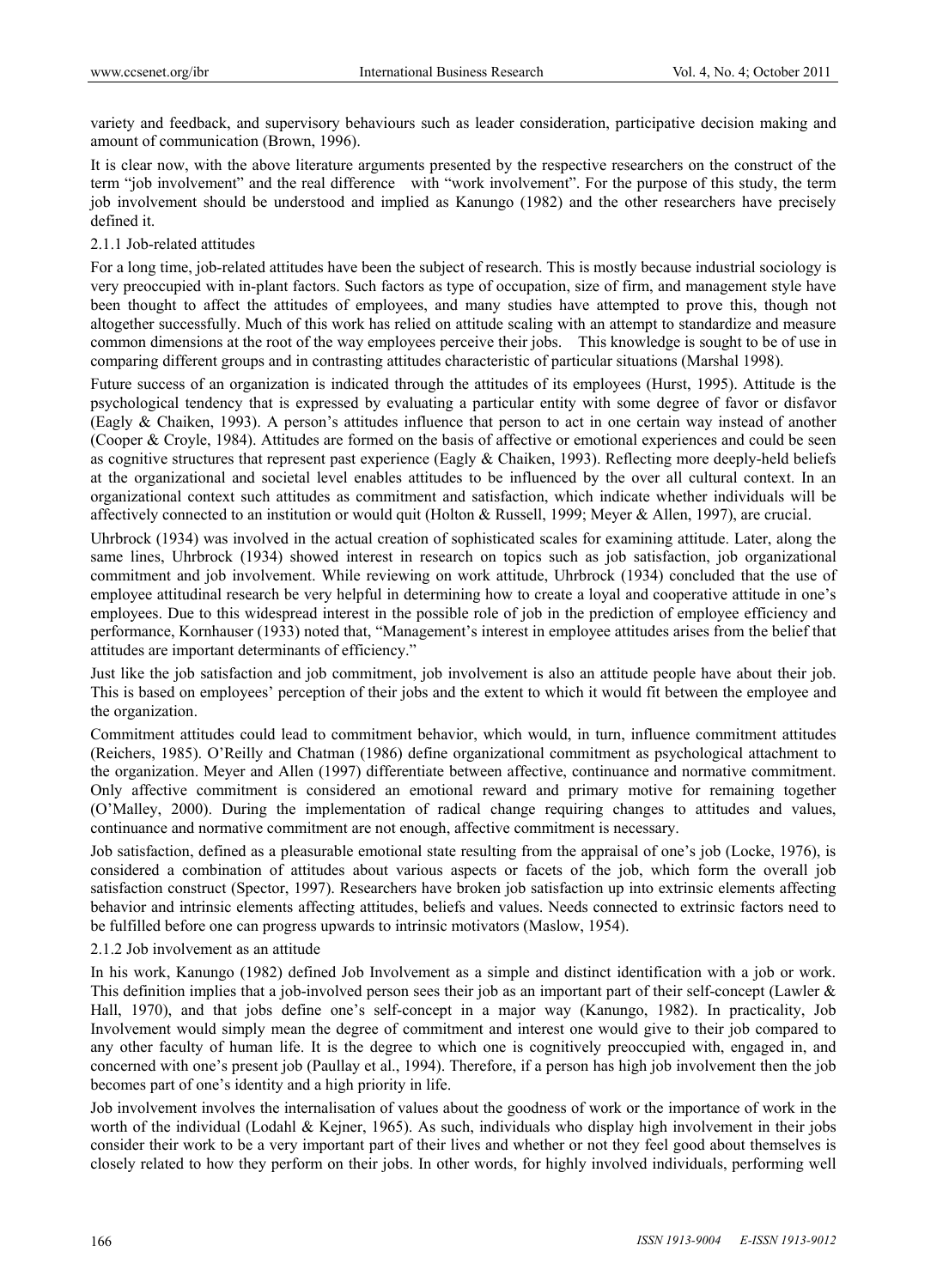variety and feedback, and supervisory behaviours such as leader consideration, participative decision making and amount of communication (Brown, 1996).

It is clear now, with the above literature arguments presented by the respective researchers on the construct of the term "job involvement" and the real difference with "work involvement". For the purpose of this study, the term job involvement should be understood and implied as Kanungo (1982) and the other researchers have precisely defined it.

### 2.1.1 Job-related attitudes

For a long time, job-related attitudes have been the subject of research. This is mostly because industrial sociology is very preoccupied with in-plant factors. Such factors as type of occupation, size of firm, and management style have been thought to affect the attitudes of employees, and many studies have attempted to prove this, though not altogether successfully. Much of this work has relied on attitude scaling with an attempt to standardize and measure common dimensions at the root of the way employees perceive their jobs. This knowledge is sought to be of use in comparing different groups and in contrasting attitudes characteristic of particular situations (Marshal 1998).

Future success of an organization is indicated through the attitudes of its employees (Hurst, 1995). Attitude is the psychological tendency that is expressed by evaluating a particular entity with some degree of favor or disfavor (Eagly & Chaiken, 1993). A person's attitudes influence that person to act in one certain way instead of another (Cooper & Croyle, 1984). Attitudes are formed on the basis of affective or emotional experiences and could be seen as cognitive structures that represent past experience (Eagly & Chaiken, 1993). Reflecting more deeply-held beliefs at the organizational and societal level enables attitudes to be influenced by the over all cultural context. In an organizational context such attitudes as commitment and satisfaction, which indicate whether individuals will be affectively connected to an institution or would quit (Holton & Russell, 1999; Meyer & Allen, 1997), are crucial.

Uhrbrock (1934) was involved in the actual creation of sophisticated scales for examining attitude. Later, along the same lines, Uhrbrock (1934) showed interest in research on topics such as job satisfaction, job organizational commitment and job involvement. While reviewing on work attitude, Uhrbrock (1934) concluded that the use of employee attitudinal research be very helpful in determining how to create a loyal and cooperative attitude in one's employees. Due to this widespread interest in the possible role of job in the prediction of employee efficiency and performance, Kornhauser (1933) noted that, "Management's interest in employee attitudes arises from the belief that attitudes are important determinants of efficiency."

Just like the job satisfaction and job commitment, job involvement is also an attitude people have about their job. This is based on employees' perception of their jobs and the extent to which it would fit between the employee and the organization.

Commitment attitudes could lead to commitment behavior, which would, in turn, influence commitment attitudes (Reichers, 1985). O'Reilly and Chatman (1986) define organizational commitment as psychological attachment to the organization. Meyer and Allen (1997) differentiate between affective, continuance and normative commitment. Only affective commitment is considered an emotional reward and primary motive for remaining together (O'Malley, 2000). During the implementation of radical change requiring changes to attitudes and values, continuance and normative commitment are not enough, affective commitment is necessary.

Job satisfaction, defined as a pleasurable emotional state resulting from the appraisal of one's job (Locke, 1976), is considered a combination of attitudes about various aspects or facets of the job, which form the overall job satisfaction construct (Spector, 1997). Researchers have broken job satisfaction up into extrinsic elements affecting behavior and intrinsic elements affecting attitudes, beliefs and values. Needs connected to extrinsic factors need to be fulfilled before one can progress upwards to intrinsic motivators (Maslow, 1954).

### 2.1.2 Job involvement as an attitude

In his work, Kanungo (1982) defined Job Involvement as a simple and distinct identification with a job or work. This definition implies that a job-involved person sees their job as an important part of their self-concept (Lawler & Hall, 1970), and that jobs define one's self-concept in a major way (Kanungo, 1982). In practicality, Job Involvement would simply mean the degree of commitment and interest one would give to their job compared to any other faculty of human life. It is the degree to which one is cognitively preoccupied with, engaged in, and concerned with one's present job (Paullay et al., 1994). Therefore, if a person has high job involvement then the job becomes part of one's identity and a high priority in life.

Job involvement involves the internalisation of values about the goodness of work or the importance of work in the worth of the individual (Lodahl & Kejner, 1965). As such, individuals who display high involvement in their jobs consider their work to be a very important part of their lives and whether or not they feel good about themselves is closely related to how they perform on their jobs. In other words, for highly involved individuals, performing well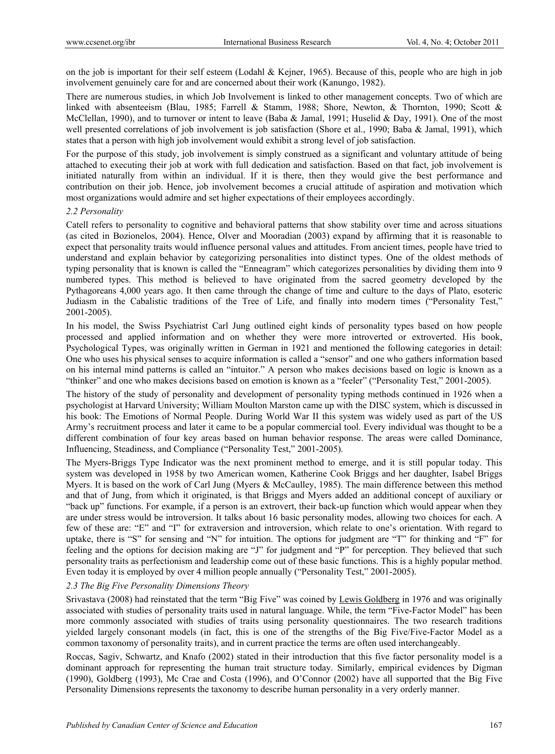on the job is important for their self esteem (Lodahl & Kejner, 1965). Because of this, people who are high in job involvement genuinely care for and are concerned about their work (Kanungo, 1982).

There are numerous studies, in which Job Involvement is linked to other management concepts. Two of which are linked with absenteeism (Blau, 1985; Farrell & Stamm, 1988; Shore, Newton, & Thornton, 1990; Scott & McClellan, 1990), and to turnover or intent to leave (Baba & Jamal, 1991; Huselid & Day, 1991). One of the most well presented correlations of job involvement is job satisfaction (Shore et al., 1990; Baba & Jamal, 1991), which states that a person with high job involvement would exhibit a strong level of job satisfaction.

For the purpose of this study, job involvement is simply construed as a significant and voluntary attitude of being attached to executing their job at work with full dedication and satisfaction. Based on that fact, job involvement is initiated naturally from within an individual. If it is there, then they would give the best performance and contribution on their job. Hence, job involvement becomes a crucial attitude of aspiration and motivation which most organizations would admire and set higher expectations of their employees accordingly.

### *2.2 Personality*

Catell refers to personality to cognitive and behavioral patterns that show stability over time and across situations (as cited in Bozionelos, 2004). Hence, Olver and Mooradian (2003) expand by affirming that it is reasonable to expect that personality traits would influence personal values and attitudes. From ancient times, people have tried to understand and explain behavior by categorizing personalities into distinct types. One of the oldest methods of typing personality that is known is called the "Enneagram" which categorizes personalities by dividing them into 9 numbered types. This method is believed to have originated from the sacred geometry developed by the Pythagoreans 4,000 years ago. It then came through the change of time and culture to the days of Plato, esoteric Judiasm in the Cabalistic traditions of the Tree of Life, and finally into modern times ("Personality Test," 2001-2005).

In his model, the Swiss Psychiatrist Carl Jung outlined eight kinds of personality types based on how people processed and applied information and on whether they were more introverted or extroverted. His book, Psychological Types, was originally written in German in 1921 and mentioned the following categories in detail: One who uses his physical senses to acquire information is called a "sensor" and one who gathers information based on his internal mind patterns is called an "intuitor." A person who makes decisions based on logic is known as a "thinker" and one who makes decisions based on emotion is known as a "feeler" ("Personality Test," 2001-2005).

The history of the study of personality and development of personality typing methods continued in 1926 when a psychologist at Harvard University; William Moulton Marston came up with the DISC system, which is discussed in his book: The Emotions of Normal People. During World War II this system was widely used as part of the US Army's recruitment process and later it came to be a popular commercial tool. Every individual was thought to be a different combination of four key areas based on human behavior response. The areas were called Dominance, Influencing, Steadiness, and Compliance ("Personality Test," 2001-2005).

The Myers-Briggs Type Indicator was the next prominent method to emerge, and it is still popular today. This system was developed in 1958 by two American women, Katherine Cook Briggs and her daughter, Isabel Briggs Myers. It is based on the work of Carl Jung (Myers & McCaulley, 1985). The main difference between this method and that of Jung, from which it originated, is that Briggs and Myers added an additional concept of auxiliary or "back up" functions. For example, if a person is an extrovert, their back-up function which would appear when they are under stress would be introversion. It talks about 16 basic personality modes, allowing two choices for each. A few of these are: "E" and "I" for extraversion and introversion, which relate to one's orientation. With regard to uptake, there is "S" for sensing and "N" for intuition. The options for judgment are "T" for thinking and "F" for feeling and the options for decision making are "J" for judgment and "P" for perception. They believed that such personality traits as perfectionism and leadership come out of these basic functions. This is a highly popular method. Even today it is employed by over 4 million people annually ("Personality Test," 2001-2005).

### *2.3 The Big Five Personality Dimensions Theory*

Srivastava (2008) had reinstated that the term "Big Five" was coined by Lewis Goldberg in 1976 and was originally associated with studies of personality traits used in natural language. While, the term "Five-Factor Model" has been more commonly associated with studies of traits using personality questionnaires. The two research traditions yielded largely consonant models (in fact, this is one of the strengths of the Big Five/Five-Factor Model as a common taxonomy of personality traits), and in current practice the terms are often used interchangeably.

Roccas, Sagiv, Schwartz, and Knafo (2002) stated in their introduction that this five factor personality model is a dominant approach for representing the human trait structure today. Similarly, empirical evidences by Digman (1990), Goldberg (1993), Mc Crae and Costa (1996), and O'Connor (2002) have all supported that the Big Five Personality Dimensions represents the taxonomy to describe human personality in a very orderly manner.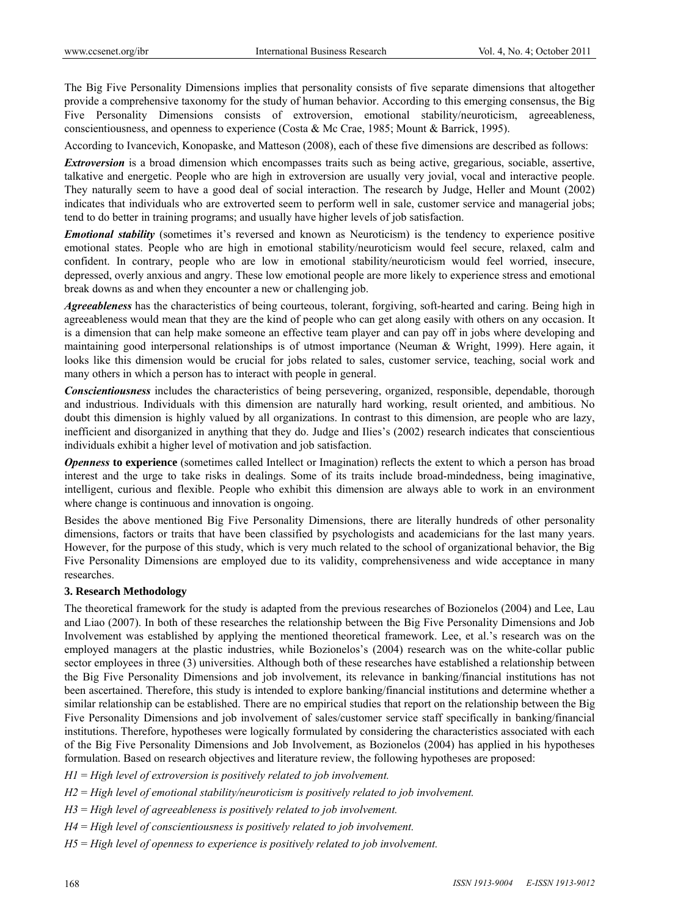The Big Five Personality Dimensions implies that personality consists of five separate dimensions that altogether provide a comprehensive taxonomy for the study of human behavior. According to this emerging consensus, the Big Five Personality Dimensions consists of extroversion, emotional stability/neuroticism, agreeableness, conscientiousness, and openness to experience (Costa & Mc Crae, 1985; Mount & Barrick, 1995).

According to Ivancevich, Konopaske, and Matteson (2008), each of these five dimensions are described as follows:

***Extroversion*** is a broad dimension which encompasses traits such as being active, gregarious, sociable, assertive, talkative and energetic. People who are high in extroversion are usually very jovial, vocal and interactive people. They naturally seem to have a good deal of social interaction. The research by Judge, Heller and Mount (2002) indicates that individuals who are extroverted seem to perform well in sale, customer service and managerial jobs; tend to do better in training programs; and usually have higher levels of job satisfaction.

***Emotional stability*** (sometimes it's reversed and known as Neuroticism) is the tendency to experience positive emotional states. People who are high in emotional stability/neuroticism would feel secure, relaxed, calm and confident. In contrary, people who are low in emotional stability/neuroticism would feel worried, insecure, depressed, overly anxious and angry. These low emotional people are more likely to experience stress and emotional break downs as and when they encounter a new or challenging job.

***Agreeableness*** has the characteristics of being courteous, tolerant, forgiving, soft-hearted and caring. Being high in agreeableness would mean that they are the kind of people who can get along easily with others on any occasion. It is a dimension that can help make someone an effective team player and can pay off in jobs where developing and maintaining good interpersonal relationships is of utmost importance (Neuman & Wright, 1999). Here again, it looks like this dimension would be crucial for jobs related to sales, customer service, teaching, social work and many others in which a person has to interact with people in general.

***Conscientiousness*** includes the characteristics of being persevering, organized, responsible, dependable, thorough and industrious. Individuals with this dimension are naturally hard working, result oriented, and ambitious. No doubt this dimension is highly valued by all organizations. In contrast to this dimension, are people who are lazy, inefficient and disorganized in anything that they do. Judge and Ilies's (2002) research indicates that conscientious individuals exhibit a higher level of motivation and job satisfaction.

***Openness*** **to experience** (sometimes called Intellect or Imagination) reflects the extent to which a person has broad interest and the urge to take risks in dealings. Some of its traits include broad-mindedness, being imaginative, intelligent, curious and flexible. People who exhibit this dimension are always able to work in an environment where change is continuous and innovation is ongoing.

Besides the above mentioned Big Five Personality Dimensions, there are literally hundreds of other personality dimensions, factors or traits that have been classified by psychologists and academicians for the last many years. However, for the purpose of this study, which is very much related to the school of organizational behavior, the Big Five Personality Dimensions are employed due to its validity, comprehensiveness and wide acceptance in many researches.

### 3. Research Methodology

The theoretical framework for the study is adapted from the previous researches of Bozionelos (2004) and Lee, Lau and Liao (2007). In both of these researches the relationship between the Big Five Personality Dimensions and Job Involvement was established by applying the mentioned theoretical framework. Lee, et al.'s research was on the employed managers at the plastic industries, while Bozionelos's (2004) research was on the white-collar public sector employees in three (3) universities. Although both of these researches have established a relationship between the Big Five Personality Dimensions and job involvement, its relevance in banking/financial institutions has not been ascertained. Therefore, this study is intended to explore banking/financial institutions and determine whether a similar relationship can be established. There are no empirical studies that report on the relationship between the Big Five Personality Dimensions and job involvement of sales/customer service staff specifically in banking/financial institutions. Therefore, hypotheses were logically formulated by considering the characteristics associated with each of the Big Five Personality Dimensions and Job Involvement, as Bozionelos (2004) has applied in his hypotheses formulation. Based on research objectives and literature review, the following hypotheses are proposed:

*H1 = High level of extroversion is positively related to job involvement.*

*H2 = High level of emotional stability/neuroticism is positively related to job involvement.*

*H3 = High level of agreeableness is positively related to job involvement.*

*H4 = High level of conscientiousness is positively related to job involvement.*

*H5 = High level of openness to experience is positively related to job involvement.*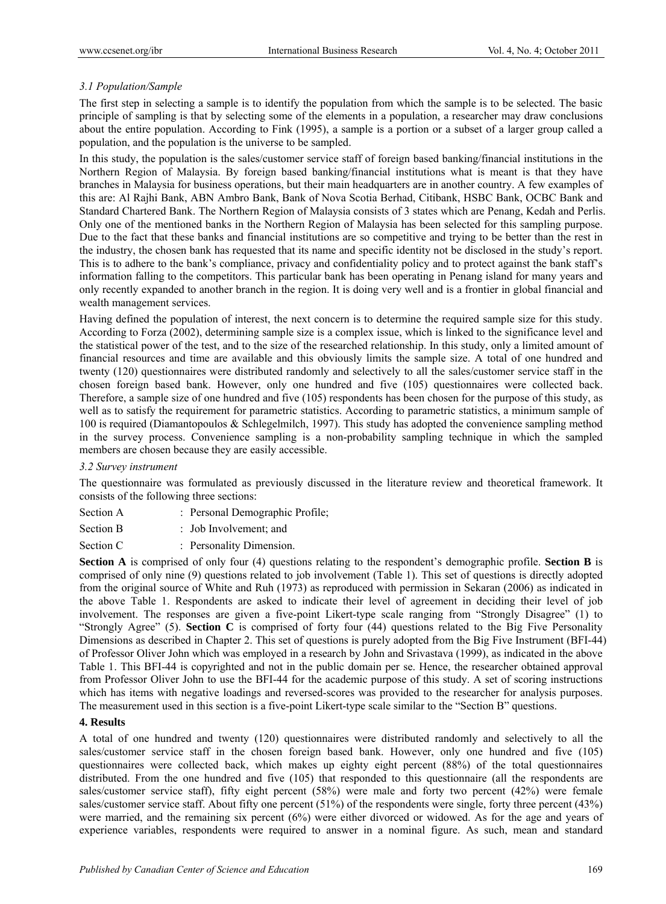*3.1 Population/Sample*

The first step in selecting a sample is to identify the population from which the sample is to be selected. The basic principle of sampling is that by selecting some of the elements in a population, a researcher may draw conclusions about the entire population. According to Fink (1995), a sample is a portion or a subset of a larger group called a population, and the population is the universe to be sampled.

In this study, the population is the sales/customer service staff of foreign based banking/financial institutions in the Northern Region of Malaysia. By foreign based banking/financial institutions what is meant is that they have branches in Malaysia for business operations, but their main headquarters are in another country. A few examples of this are: Al Rajhi Bank, ABN Ambro Bank, Bank of Nova Scotia Berhad, Citibank, HSBC Bank, OCBC Bank and Standard Chartered Bank. The Northern Region of Malaysia consists of 3 states which are Penang, Kedah and Perlis. Only one of the mentioned banks in the Northern Region of Malaysia has been selected for this sampling purpose. Due to the fact that these banks and financial institutions are so competitive and trying to be better than the rest in the industry, the chosen bank has requested that its name and specific identity not be disclosed in the study's report. This is to adhere to the bank's compliance, privacy and confidentiality policy and to protect against the bank staff's information falling to the competitors. This particular bank has been operating in Penang island for many years and only recently expanded to another branch in the region. It is doing very well and is a frontier in global financial and wealth management services.

Having defined the population of interest, the next concern is to determine the required sample size for this study. According to Forza (2002), determining sample size is a complex issue, which is linked to the significance level and the statistical power of the test, and to the size of the researched relationship. In this study, only a limited amount of financial resources and time are available and this obviously limits the sample size. A total of one hundred and twenty (120) questionnaires were distributed randomly and selectively to all the sales/customer service staff in the chosen foreign based bank. However, only one hundred and five (105) questionnaires were collected back. Therefore, a sample size of one hundred and five (105) respondents has been chosen for the purpose of this study, as well as to satisfy the requirement for parametric statistics. According to parametric statistics, a minimum sample of 100 is required (Diamantopoulos & Schlegelmilch, 1997). This study has adopted the convenience sampling method in the survey process. Convenience sampling is a non-probability sampling technique in which the sampled members are chosen because they are easily accessible.

*3.2 Survey instrument*

The questionnaire was formulated as previously discussed in the literature review and theoretical framework. It consists of the following three sections:

Section A : Personal Demographic Profile;

Section B : Job Involvement; and

Section C : Personality Dimension.

**Section A** is comprised of only four (4) questions relating to the respondent's demographic profile. **Section B** is comprised of only nine (9) questions related to job involvement (Table 1). This set of questions is directly adopted from the original source of White and Ruh (1973) as reproduced with permission in Sekaran (2006) as indicated in the above Table 1. Respondents are asked to indicate their level of agreement in deciding their level of job involvement. The responses are given a five-point Likert-type scale ranging from "Strongly Disagree" (1) to "Strongly Agree" (5). **Section C** is comprised of forty four (44) questions related to the Big Five Personality Dimensions as described in Chapter 2. This set of questions is purely adopted from the Big Five Instrument (BFI-44) of Professor Oliver John which was employed in a research by John and Srivastava (1999), as indicated in the above Table 1. This BFI-44 is copyrighted and not in the public domain per se. Hence, the researcher obtained approval from Professor Oliver John to use the BFI-44 for the academic purpose of this study. A set of scoring instructions which has items with negative loadings and reversed-scores was provided to the researcher for analysis purposes. The measurement used in this section is a five-point Likert-type scale similar to the "Section B" questions.

## 4. Results

A total of one hundred and twenty (120) questionnaires were distributed randomly and selectively to all the sales/customer service staff in the chosen foreign based bank. However, only one hundred and five (105) questionnaires were collected back, which makes up eighty eight percent (88%) of the total questionnaires distributed. From the one hundred and five (105) that responded to this questionnaire (all the respondents are sales/customer service staff), fifty eight percent (58%) were male and forty two percent (42%) were female sales/customer service staff. About fifty one percent (51%) of the respondents were single, forty three percent (43%) were married, and the remaining six percent (6%) were either divorced or widowed. As for the age and years of experience variables, respondents were required to answer in a nominal figure. As such, mean and standard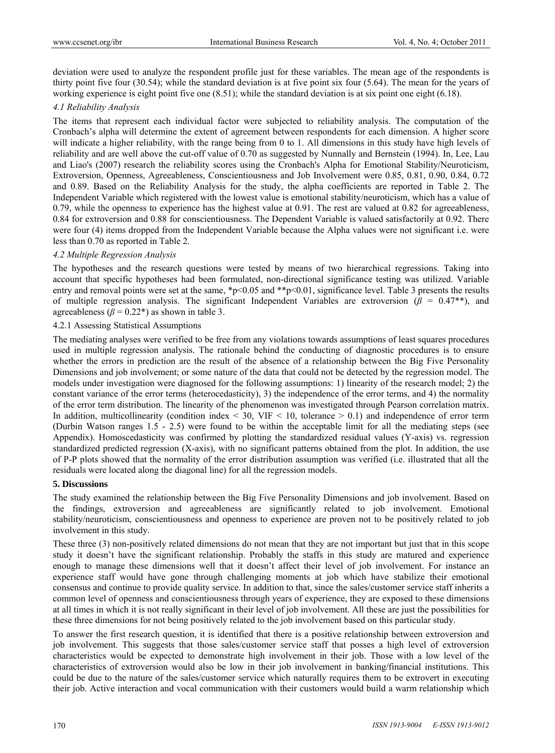deviation were used to analyze the respondent profile just for these variables. The mean age of the respondents is thirty point five four (30.54); while the standard deviation is at five point six four (5.64). The mean for the years of working experience is eight point five one (8.51); while the standard deviation is at six point one eight (6.18).

### *4.1 Reliability Analysis*

The items that represent each individual factor were subjected to reliability analysis. The computation of the Cronbach's alpha will determine the extent of agreement between respondents for each dimension. A higher score will indicate a higher reliability, with the range being from 0 to 1. All dimensions in this study have high levels of reliability and are well above the cut-off value of 0.70 as suggested by Nunnally and Bernstein (1994). In, Lee, Lau and Liao's (2007) research the reliability scores using the Cronbach's Alpha for Emotional Stability/Neuroticism, Extroversion, Openness, Agreeableness, Conscientiousness and Job Involvement were 0.85, 0.81, 0.90, 0.84, 0.72 and 0.89. Based on the Reliability Analysis for the study, the alpha coefficients are reported in Table 2. The Independent Variable which registered with the lowest value is emotional stability/neuroticism, which has a value of 0.79, while the openness to experience has the highest value at 0.91. The rest are valued at 0.82 for agreeableness, 0.84 for extroversion and 0.88 for conscientiousness. The Dependent Variable is valued satisfactorily at 0.92. There were four (4) items dropped from the Independent Variable because the Alpha values were not significant i.e. were less than 0.70 as reported in Table 2.

### *4.2 Multiple Regression Analysis*

The hypotheses and the research questions were tested by means of two hierarchical regressions. Taking into account that specific hypotheses had been formulated, non-directional significance testing was utilized. Variable entry and removal points were set at the same, $^*p<0.05$ and $^{**}p<0.01$, significance level. Table 3 presents the results of multiple regression analysis. The significant Independent Variables are extroversion ($\beta$ = 0.47**), and agreeableness ($\beta$ = 0.22*) as shown in table 3.

#### 4.2.1 Assessing Statistical Assumptions

The mediating analyses were verified to be free from any violations towards assumptions of least squares procedures used in multiple regression analysis. The rationale behind the conducting of diagnostic procedures is to ensure whether the errors in prediction are the result of the absence of a relationship between the Big Five Personality Dimensions and job involvement; or some nature of the data that could not be detected by the regression model. The models under investigation were diagnosed for the following assumptions: 1) linearity of the research model; 2) the constant variance of the error terms (heterocedasticity), 3) the independence of the error terms, and 4) the normality of the error term distribution. The linearity of the phenomenon was investigated through Pearson correlation matrix. In addition, multicollinearity (condition index < 30, VIF < 10, tolerance > 0.1) and independence of error term (Durbin Watson ranges 1.5 - 2.5) were found to be within the acceptable limit for all the mediating steps (see Appendix). Homoscedasticity was confirmed by plotting the standardized residual values (Y-axis) vs. regression standardized predicted regression (X-axis), with no significant patterns obtained from the plot. In addition, the use of P-P plots showed that the normality of the error distribution assumption was verified (i.e. illustrated that all the residuals were located along the diagonal line) for all the regression models.

## **5. Discussions**

The study examined the relationship between the Big Five Personality Dimensions and job involvement. Based on the findings, extroversion and agreeableness are significantly related to job involvement. Emotional stability/neuroticism, conscientiousness and openness to experience are proven not to be positively related to job involvement in this study.

These three (3) non-positively related dimensions do not mean that they are not important but just that in this scope study it doesn't have the significant relationship. Probably the staffs in this study are matured and experience enough to manage these dimensions well that it doesn't affect their level of job involvement. For instance an experience staff would have gone through challenging moments at job which have stabilize their emotional consensus and continue to provide quality service. In addition to that, since the sales/customer service staff inherits a common level of openness and conscientiousness through years of experience, they are exposed to these dimensions at all times in which it is not really significant in their level of job involvement. All these are just the possibilities for these three dimensions for not being positively related to the job involvement based on this particular study.

To answer the first research question, it is identified that there is a positive relationship between extroversion and job involvement. This suggests that those sales/customer service staff that posses a high level of extroversion characteristics would be expected to demonstrate high involvement in their job. Those with a low level of the characteristics of extroversion would also be low in their job involvement in banking/financial institutions. This could be due to the nature of the sales/customer service which naturally requires them to be extrovert in executing their job. Active interaction and vocal communication with their customers would build a warm relationship which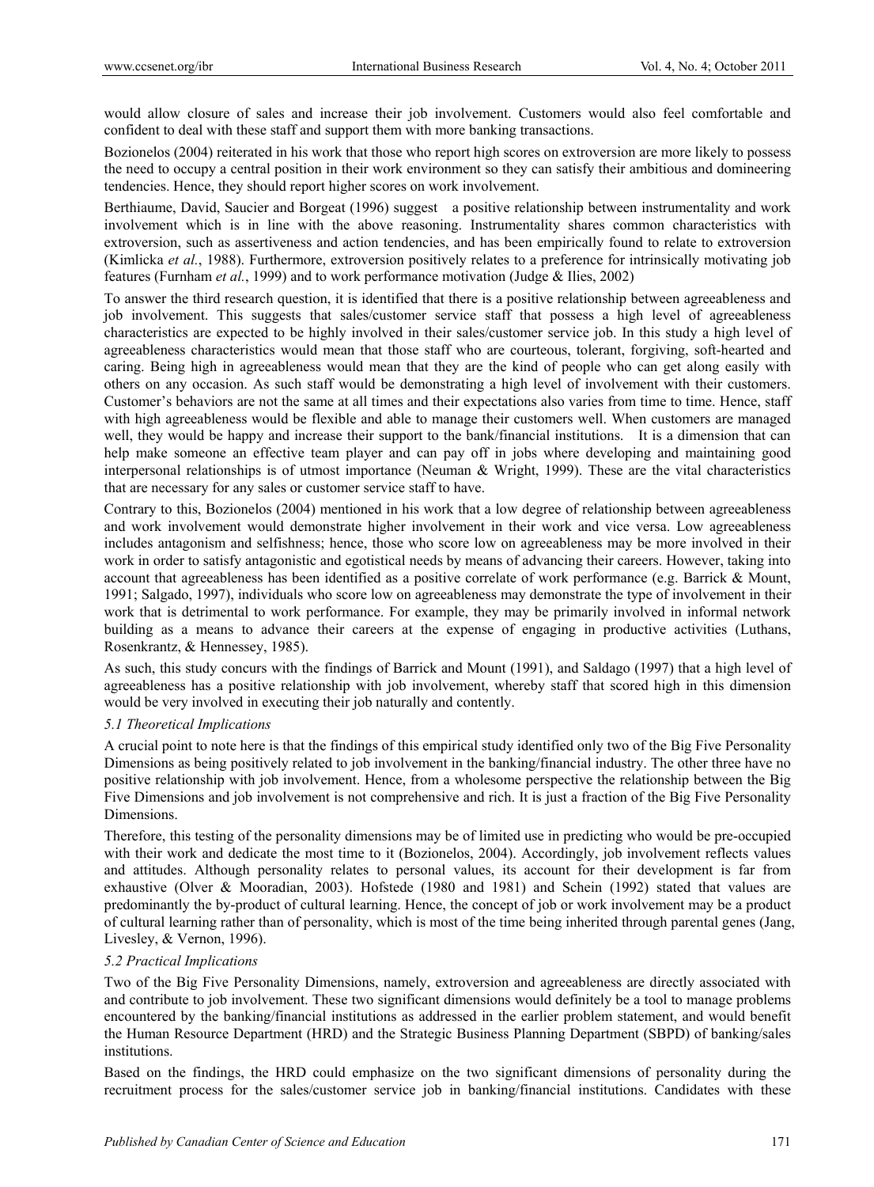would allow closure of sales and increase their job involvement. Customers would also feel comfortable and confident to deal with these staff and support them with more banking transactions.

Bozionelos (2004) reiterated in his work that those who report high scores on extroversion are more likely to possess the need to occupy a central position in their work environment so they can satisfy their ambitious and domineering tendencies. Hence, they should report higher scores on work involvement.

Berthiaume, David, Saucier and Borgeat (1996) suggest a positive relationship between instrumentality and work involvement which is in line with the above reasoning. Instrumentality shares common characteristics with extroversion, such as assertiveness and action tendencies, and has been empirically found to relate to extroversion (Kimlicka *et al.*, 1988). Furthermore, extroversion positively relates to a preference for intrinsically motivating job features (Furnham *et al.*, 1999) and to work performance motivation (Judge & Ilies, 2002)

To answer the third research question, it is identified that there is a positive relationship between agreeableness and job involvement. This suggests that sales/customer service staff that possess a high level of agreeableness characteristics are expected to be highly involved in their sales/customer service job. In this study a high level of agreeableness characteristics would mean that those staff who are courteous, tolerant, forgiving, soft-hearted and caring. Being high in agreeableness would mean that they are the kind of people who can get along easily with others on any occasion. As such staff would be demonstrating a high level of involvement with their customers. Customer's behaviors are not the same at all times and their expectations also varies from time to time. Hence, staff with high agreeableness would be flexible and able to manage their customers well. When customers are managed well, they would be happy and increase their support to the bank/financial institutions. It is a dimension that can help make someone an effective team player and can pay off in jobs where developing and maintaining good interpersonal relationships is of utmost importance (Neuman & Wright, 1999). These are the vital characteristics that are necessary for any sales or customer service staff to have.

Contrary to this, Bozionelos (2004) mentioned in his work that a low degree of relationship between agreeableness and work involvement would demonstrate higher involvement in their work and vice versa. Low agreeableness includes antagonism and selfishness; hence, those who score low on agreeableness may be more involved in their work in order to satisfy antagonistic and egotistical needs by means of advancing their careers. However, taking into account that agreeableness has been identified as a positive correlate of work performance (e.g. Barrick & Mount, 1991; Salgado, 1997), individuals who score low on agreeableness may demonstrate the type of involvement in their work that is detrimental to work performance. For example, they may be primarily involved in informal network building as a means to advance their careers at the expense of engaging in productive activities (Luthans, Rosenkrantz, & Hennessey, 1985).

As such, this study concurs with the findings of Barrick and Mount (1991), and Saldago (1997) that a high level of agreeableness has a positive relationship with job involvement, whereby staff that scored high in this dimension would be very involved in executing their job naturally and contently.

### *5.1 Theoretical Implications*

A crucial point to note here is that the findings of this empirical study identified only two of the Big Five Personality Dimensions as being positively related to job involvement in the banking/financial industry. The other three have no positive relationship with job involvement. Hence, from a wholesome perspective the relationship between the Big Five Dimensions and job involvement is not comprehensive and rich. It is just a fraction of the Big Five Personality Dimensions.

Therefore, this testing of the personality dimensions may be of limited use in predicting who would be pre-occupied with their work and dedicate the most time to it (Bozionelos, 2004). Accordingly, job involvement reflects values and attitudes. Although personality relates to personal values, its account for their development is far from exhaustive (Olver & Mooradian, 2003). Hofstede (1980 and 1981) and Schein (1992) stated that values are predominantly the by-product of cultural learning. Hence, the concept of job or work involvement may be a product of cultural learning rather than of personality, which is most of the time being inherited through parental genes (Jang, Livesley, & Vernon, 1996).

### *5.2 Practical Implications*

Two of the Big Five Personality Dimensions, namely, extroversion and agreeableness are directly associated with and contribute to job involvement. These two significant dimensions would definitely be a tool to manage problems encountered by the banking/financial institutions as addressed in the earlier problem statement, and would benefit the Human Resource Department (HRD) and the Strategic Business Planning Department (SBPD) of banking/sales institutions.

Based on the findings, the HRD could emphasize on the two significant dimensions of personality during the recruitment process for the sales/customer service job in banking/financial institutions. Candidates with these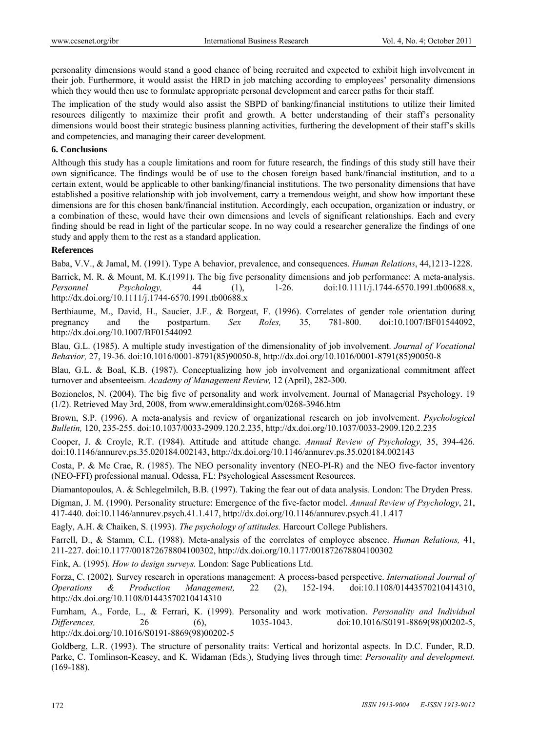personality dimensions would stand a good chance of being recruited and expected to exhibit high involvement in their job. Furthermore, it would assist the HRD in job matching according to employees' personality dimensions which they would then use to formulate appropriate personal development and career paths for their staff.

The implication of the study would also assist the SBPD of banking/financial institutions to utilize their limited resources diligently to maximize their profit and growth. A better understanding of their staff's personality dimensions would boost their strategic business planning activities, furthering the development of their staff's skills and competencies, and managing their career development.

## 6. Conclusions

Although this study has a couple limitations and room for future research, the findings of this study still have their own significance. The findings would be of use to the chosen foreign based bank/financial institution, and to a certain extent, would be applicable to other banking/financial institutions. The two personality dimensions that have established a positive relationship with job involvement, carry a tremendous weight, and show how important these dimensions are for this chosen bank/financial institution. Accordingly, each occupation, organization or industry, or a combination of these, would have their own dimensions and levels of significant relationships. Each and every finding should be read in light of the particular scope. In no way could a researcher generalize the findings of one study and apply them to the rest as a standard application.

## References

Baba, V.V., & Jamal, M. (1991). Type A behavior, prevalence, and consequences. *Human Relations*, 44,1213-1228.

Barrick, M. R. & Mount, M. K.(1991). The big five personality dimensions and job performance: A meta-analysis. *Personnel Psychology,* 44 (1), 1-26. doi:10.1111/j.1744-6570.1991.tb00688.x, http://dx.doi.org/10.1111/j.1744-6570.1991.tb00688.x

Berthiaume, M., David, H., Saucier, J.F., & Borgeat, F. (1996). Correlates of gender role orientation during pregnancy and the postpartum. *Sex Roles,* 35, 781-800. doi:10.1007/BF01544092, http://dx.doi.org/10.1007/BF01544092

Blau, G.L. (1985). A multiple study investigation of the dimensionality of job involvement. *Journal of Vocational Behavior,* 27, 19-36. doi:10.1016/0001-8791(85)90050-8, http://dx.doi.org/10.1016/0001-8791(85)90050-8

Blau, G.L. & Boal, K.B. (1987). Conceptualizing how job involvement and organizational commitment affect turnover and absenteeism. *Academy of Management Review,* 12 (April), 282-300.

Bozionelos, N. (2004). The big five of personality and work involvement. Journal of Managerial Psychology. 19 (1/2). Retrieved May 3rd, 2008, from www.emeraldinsight.com/0268-3946.htm

Brown, S.P. (1996). A meta-analysis and review of organizational research on job involvement. *Psychological Bulletin,* 120, 235-255. doi:10.1037/0033-2909.120.2.235, http://dx.doi.org/10.1037/0033-2909.120.2.235

Cooper, J. & Croyle, R.T. (1984). Attitude and attitude change. *Annual Review of Psychology,* 35, 394-426. doi:10.1146/annurev.ps.35.020184.002143, http://dx.doi.org/10.1146/annurev.ps.35.020184.002143

Costa, P. & Mc Crae, R. (1985). The NEO personality inventory (NEO-PI-R) and the NEO five-factor inventory (NEO-FFI) professional manual. Odessa, FL: Psychological Assessment Resources.

Diamantopoulos, A. & Schlegelmilch, B.B. (1997). Taking the fear out of data analysis. London: The Dryden Press.

Digman, J. M. (1990). Personality structure: Emergence of the five-factor model. *Annual Review of Psychology*, 21, 417-440. doi:10.1146/annurev.psych.41.1.417, http://dx.doi.org/10.1146/annurev.psych.41.1.417

Eagly, A.H. & Chaiken, S. (1993). *The psychology of attitudes.* Harcourt College Publishers.

Farrell, D., & Stamm, C.L. (1988). Meta-analysis of the correlates of employee absence. *Human Relations,* 41, 211-227. doi:10.1177/001872678804100302, http://dx.doi.org/10.1177/001872678804100302

Fink, A. (1995). *How to design surveys.* London: Sage Publications Ltd.

Forza, C. (2002). Survey research in operations management: A process-based perspective. *International Journal of Operations & Production Management,* 22 (2), 152-194. doi:10.1108/01443570210414310, http://dx.doi.org/10.1108/01443570210414310

Furnham, A., Forde, L., & Ferrari, K. (1999). Personality and work motivation. *Personality and Individual Differences,* 26 (6), 1035-1043. doi:10.1016/S0191-8869(98)00202-5, http://dx.doi.org/10.1016/S0191-8869(98)00202-5

Goldberg, L.R. (1993). The structure of personality traits: Vertical and horizontal aspects. In D.C. Funder, R.D. Parke, C. Tomlinson-Keasey, and K. Widaman (Eds.), Studying lives through time: *Personality and development.* (169-188).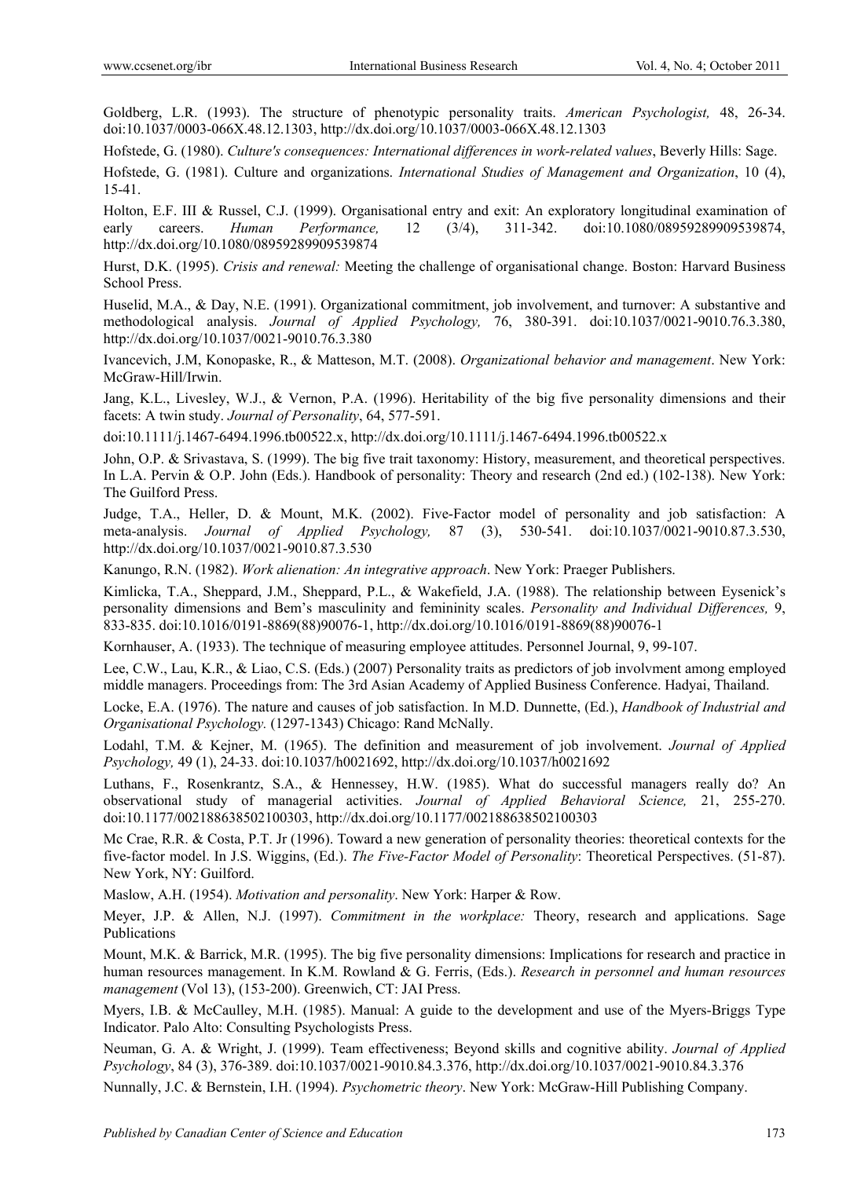Goldberg, L.R. (1993). The structure of phenotypic personality traits. *American Psychologist,* 48, 26-34. doi:10.1037/0003-066X.48.12.1303, http://dx.doi.org/10.1037/0003-066X.48.12.1303

Hofstede, G. (1980). *Culture's consequences: International differences in work-related values*, Beverly Hills: Sage.

Hofstede, G. (1981). Culture and organizations. *International Studies of Management and Organization*, 10 (4), 15-41.

Holton, E.F. III & Russel, C.J. (1999). Organisational entry and exit: An exploratory longitudinal examination of early careers. *Human Performance,* 12 (3/4), 311-342. doi:10.1080/08959289909539874, http://dx.doi.org/10.1080/08959289909539874

Hurst, D.K. (1995). *Crisis and renewal:* Meeting the challenge of organisational change. Boston: Harvard Business School Press.

Huselid, M.A., & Day, N.E. (1991). Organizational commitment, job involvement, and turnover: A substantive and methodological analysis. *Journal of Applied Psychology,* 76, 380-391. doi:10.1037/0021-9010.76.3.380, http://dx.doi.org/10.1037/0021-9010.76.3.380

Ivancevich, J.M, Konopaske, R., & Matteson, M.T. (2008). *Organizational behavior and management*. New York: McGraw-Hill/Irwin.

Jang, K.L., Livesley, W.J., & Vernon, P.A. (1996). Heritability of the big five personality dimensions and their facets: A twin study. *Journal of Personality*, 64, 577-591.

doi:10.1111/j.1467-6494.1996.tb00522.x, http://dx.doi.org/10.1111/j.1467-6494.1996.tb00522.x

John, O.P. & Srivastava, S. (1999). The big five trait taxonomy: History, measurement, and theoretical perspectives. In L.A. Pervin & O.P. John (Eds.). Handbook of personality: Theory and research (2nd ed.) (102-138). New York: The Guilford Press.

Judge, T.A., Heller, D. & Mount, M.K. (2002). Five-Factor model of personality and job satisfaction: A meta-analysis. *Journal of Applied Psychology,* 87 (3), 530-541. doi:10.1037/0021-9010.87.3.530, http://dx.doi.org/10.1037/0021-9010.87.3.530

Kanungo, R.N. (1982). *Work alienation: An integrative approach*. New York: Praeger Publishers.

Kimlicka, T.A., Sheppard, J.M., Sheppard, P.L., & Wakefield, J.A. (1988). The relationship between Eysenick's personality dimensions and Bem's masculinity and femininity scales. *Personality and Individual Differences,* 9, 833-835. doi:10.1016/0191-8869(88)90076-1, http://dx.doi.org/10.1016/0191-8869(88)90076-1

Kornhauser, A. (1933). The technique of measuring employee attitudes. Personnel Journal, 9, 99-107.

Lee, C.W., Lau, K.R., & Liao, C.S. (Eds.) (2007) Personality traits as predictors of job involvment among employed middle managers. Proceedings from: The 3rd Asian Academy of Applied Business Conference. Hadyai, Thailand.

Locke, E.A. (1976). The nature and causes of job satisfaction. In M.D. Dunnette, (Ed.), *Handbook of Industrial and Organisational Psychology.* (1297-1343) Chicago: Rand McNally.

Lodahl, T.M. & Kejner, M. (1965). The definition and measurement of job involvement. *Journal of Applied Psychology,* 49 (1), 24-33. doi:10.1037/h0021692, http://dx.doi.org/10.1037/h0021692

Luthans, F., Rosenkrantz, S.A., & Hennessey, H.W. (1985). What do successful managers really do? An observational study of managerial activities. *Journal of Applied Behavioral Science,* 21, 255-270. doi:10.1177/002188638502100303, http://dx.doi.org/10.1177/002188638502100303

Mc Crae, R.R. & Costa, P.T. Jr (1996). Toward a new generation of personality theories: theoretical contexts for the five-factor model. In J.S. Wiggins, (Ed.). *The Five-Factor Model of Personality*: Theoretical Perspectives. (51-87). New York, NY: Guilford.

Maslow, A.H. (1954). *Motivation and personality*. New York: Harper & Row.

Meyer, J.P. & Allen, N.J. (1997). *Commitment in the workplace:* Theory, research and applications. Sage Publications

Mount, M.K. & Barrick, M.R. (1995). The big five personality dimensions: Implications for research and practice in human resources management. In K.M. Rowland & G. Ferris, (Eds.). *Research in personnel and human resources management* (Vol 13), (153-200). Greenwich, CT: JAI Press.

Myers, I.B. & McCaulley, M.H. (1985). Manual: A guide to the development and use of the Myers-Briggs Type Indicator. Palo Alto: Consulting Psychologists Press.

Neuman, G. A. & Wright, J. (1999). Team effectiveness; Beyond skills and cognitive ability. *Journal of Applied Psychology*, 84 (3), 376-389. doi:10.1037/0021-9010.84.3.376, http://dx.doi.org/10.1037/0021-9010.84.3.376

Nunnally, J.C. & Bernstein, I.H. (1994). *Psychometric theory*. New York: McGraw-Hill Publishing Company.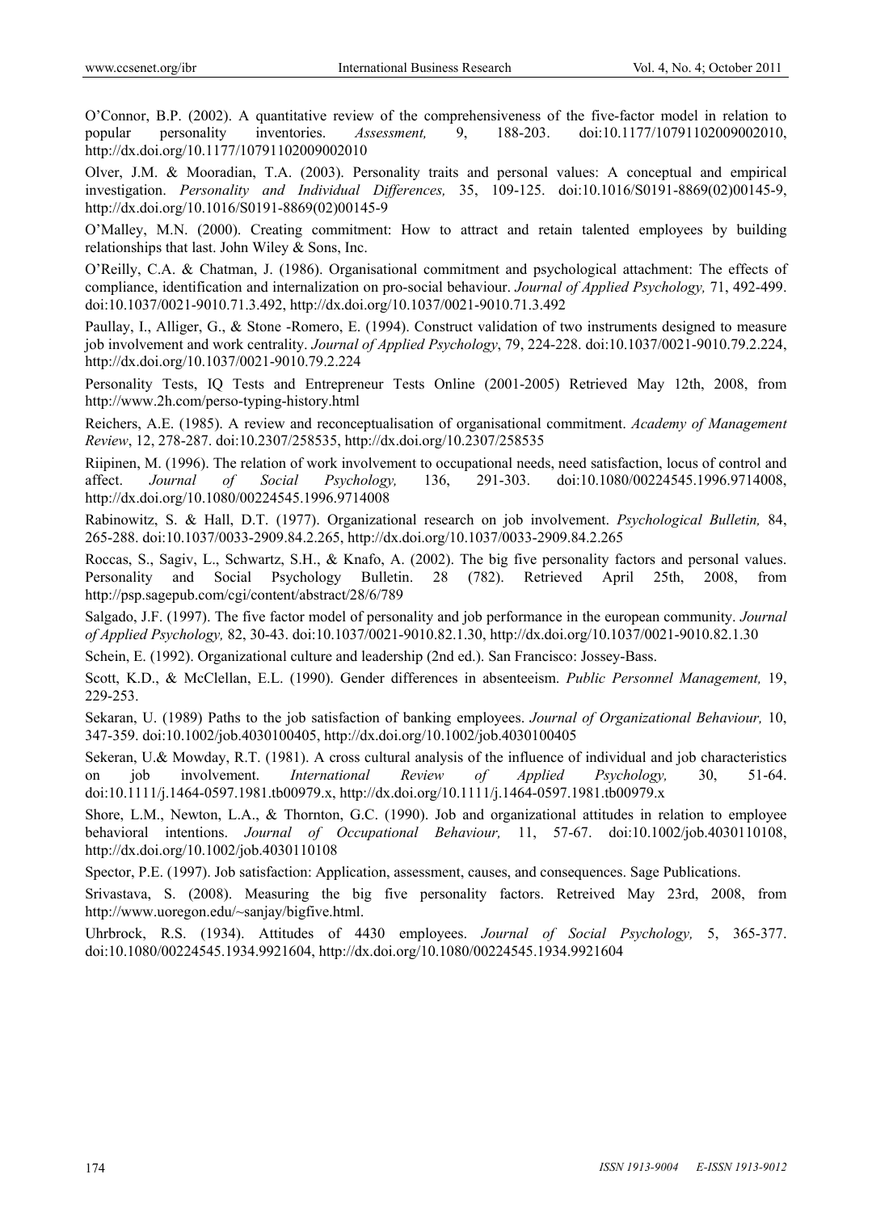O'Connor, B.P. (2002). A quantitative review of the comprehensiveness of the five-factor model in relation to popular personality inventories. *Assessment,* 9, 188-203. doi:10.1177/10791102009002010, http://dx.doi.org/10.1177/10791102009002010

Olver, J.M. & Mooradian, T.A. (2003). Personality traits and personal values: A conceptual and empirical investigation. *Personality and Individual Differences,* 35, 109-125. doi:10.1016/S0191-8869(02)00145-9, http://dx.doi.org/10.1016/S0191-8869(02)00145-9

O'Malley, M.N. (2000). Creating commitment: How to attract and retain talented employees by building relationships that last. John Wiley & Sons, Inc.

O'Reilly, C.A. & Chatman, J. (1986). Organisational commitment and psychological attachment: The effects of compliance, identification and internalization on pro-social behaviour. *Journal of Applied Psychology,* 71, 492-499. doi:10.1037/0021-9010.71.3.492, http://dx.doi.org/10.1037/0021-9010.71.3.492

Paullay, I., Alliger, G., & Stone -Romero, E. (1994). Construct validation of two instruments designed to measure job involvement and work centrality. *Journal of Applied Psychology*, 79, 224-228. doi:10.1037/0021-9010.79.2.224, http://dx.doi.org/10.1037/0021-9010.79.2.224

Personality Tests, IQ Tests and Entrepreneur Tests Online (2001-2005) Retrieved May 12th, 2008, from http://www.2h.com/perso-typing-history.html

Reichers, A.E. (1985). A review and reconceptualisation of organisational commitment. *Academy of Management Review*, 12, 278-287. doi:10.2307/258535, http://dx.doi.org/10.2307/258535

Riipinen, M. (1996). The relation of work involvement to occupational needs, need satisfaction, locus of control and affect. *Journal of Social Psychology,* 136, 291-303. doi:10.1080/00224545.1996.9714008, http://dx.doi.org/10.1080/00224545.1996.9714008

Rabinowitz, S. & Hall, D.T. (1977). Organizational research on job involvement. *Psychological Bulletin,* 84, 265-288. doi:10.1037/0033-2909.84.2.265, http://dx.doi.org/10.1037/0033-2909.84.2.265

Roccas, S., Sagiv, L., Schwartz, S.H., & Knafo, A. (2002). The big five personality factors and personal values. Personality and Social Psychology Bulletin. 28 (782). Retrieved April 25th, 2008, from http://psp.sagepub.com/cgi/content/abstract/28/6/789

Salgado, J.F. (1997). The five factor model of personality and job performance in the european community. *Journal of Applied Psychology,* 82, 30-43. doi:10.1037/0021-9010.82.1.30, http://dx.doi.org/10.1037/0021-9010.82.1.30

Schein, E. (1992). Organizational culture and leadership (2nd ed.). San Francisco: Jossey-Bass.

Scott, K.D., & McClellan, E.L. (1990). Gender differences in absenteeism. *Public Personnel Management,* 19, 229-253.

Sekaran, U. (1989) Paths to the job satisfaction of banking employees. *Journal of Organizational Behaviour,* 10, 347-359. doi:10.1002/job.4030100405, http://dx.doi.org/10.1002/job.4030100405

Sekeran, U.& Mowday, R.T. (1981). A cross cultural analysis of the influence of individual and job characteristics on job involvement. *International Review of Applied Psychology,* 30, 51-64. doi:10.1111/j.1464-0597.1981.tb00979.x, http://dx.doi.org/10.1111/j.1464-0597.1981.tb00979.x

Shore, L.M., Newton, L.A., & Thornton, G.C. (1990). Job and organizational attitudes in relation to employee behavioral intentions. *Journal of Occupational Behaviour,* 11, 57-67. doi:10.1002/job.4030110108, http://dx.doi.org/10.1002/job.4030110108

Spector, P.E. (1997). Job satisfaction: Application, assessment, causes, and consequences. Sage Publications.

Srivastava, S. (2008). Measuring the big five personality factors. Retreived May 23rd, 2008, from http://www.uoregon.edu/~sanjay/bigfive.html.

Uhrbrock, R.S. (1934). Attitudes of 4430 employees. *Journal of Social Psychology,* 5, 365-377. doi:10.1080/00224545.1934.9921604, http://dx.doi.org/10.1080/00224545.1934.9921604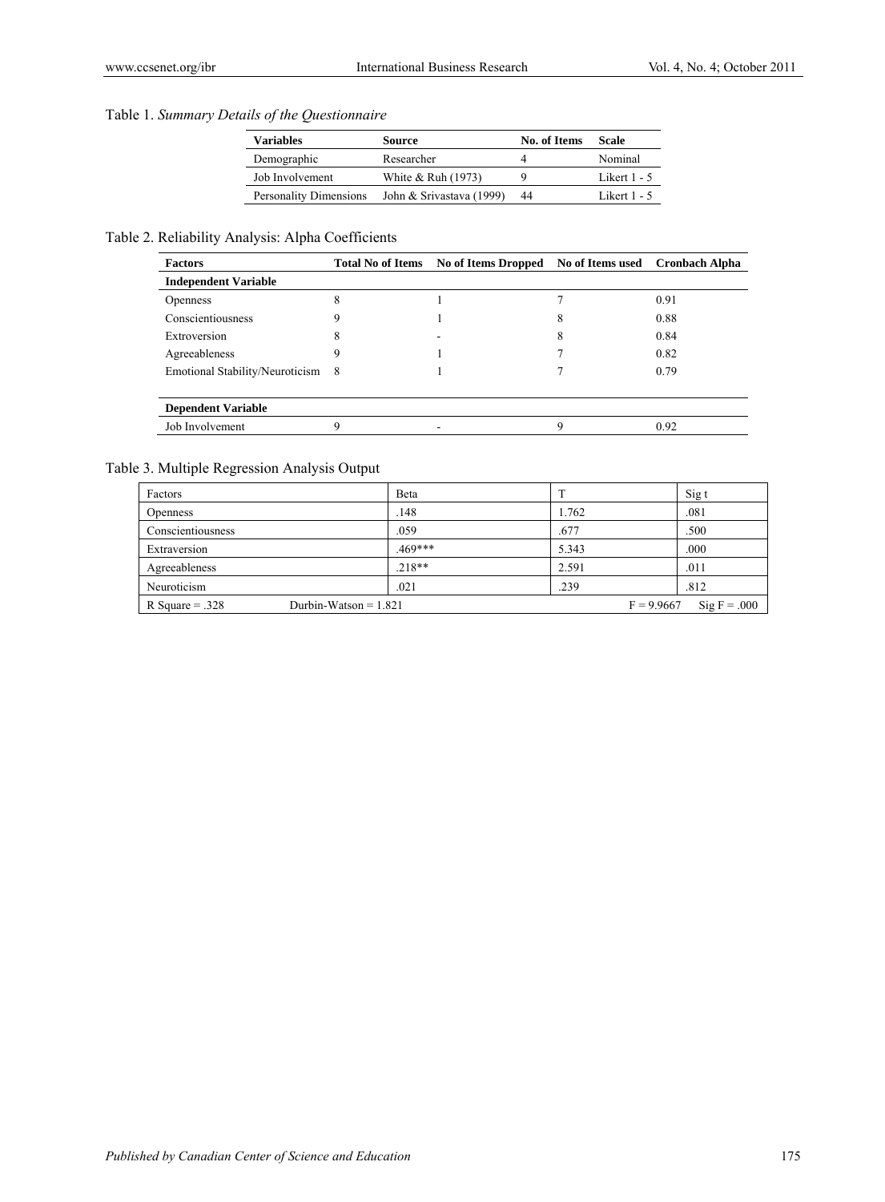Table 1. *Summary Details of the Questionnaire*

| Variables | Source | No. of Items | Scale |
|---|---|---|---|
| Demographic | Researcher | 4 | Nominal |
| Job Involvement | White & Ruh (1973) | 9 | Likert 1 - 5 |
| Personality Dimensions | John & Srivastava (1999) | 44 | Likert 1 - 5 |

Table 2. Reliability Analysis: Alpha Coefficients

| Factors | Total No of Items | No of Items Dropped | No of Items used | Cronbach Alpha |
|---|---|---|---|---|
| **Independent Variable** | | | | |
| Openness | 8 | 1 | 7 | 0.91 |
| Conscientiousness | 9 | 1 | 8 | 0.88 |
| Extroversion | 8 | - | 8 | 0.84 |
| Agreeableness | 9 | 1 | 7 | 0.82 |
| Emotional Stability/Neuroticism | 8 | 1 | 7 | 0.79 |
| **Dependent Variable** | | | | |
| Job Involvement | 9 | - | 9 | 0.92 |

Table 3. Multiple Regression Analysis Output

| Factors | Beta | T | Sig t |
|---|---|---|---|
| Openness | .148 | 1.762 | .081 |
| Conscientiousness | .059 | .677 | .500 |
| Extraversion | .469*** | 5.343 | .000 |
| Agreeableness | .218** | 2.591 | .011 |
| Neuroticism | .021 | .239 | .812 |
| R Square = .328 Durbin-Watson = 1.821 | | F = 9.9667 | Sig F = .000 |